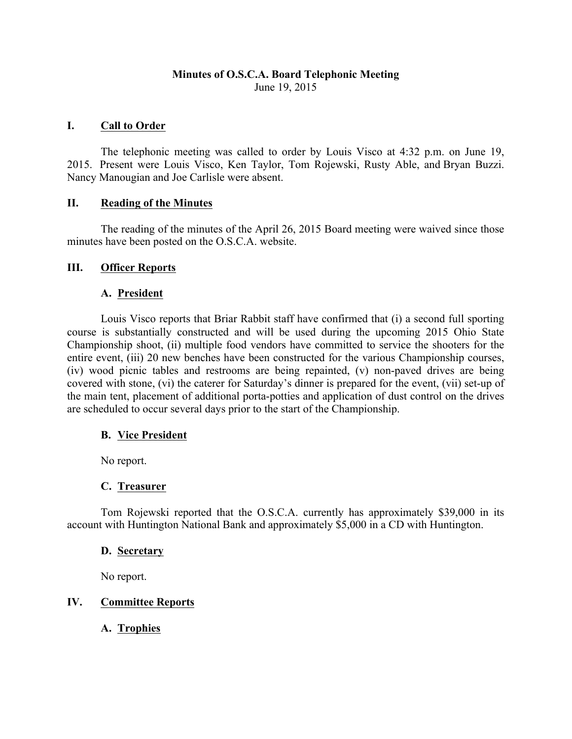**Minutes of O.S.C.A. Board Telephonic Meeting**
June 19, 2015

## I. Call to Order

The telephonic meeting was called to order by Louis Visco at 4:32 p.m. on June 19, 2015. Present were Louis Visco, Ken Taylor, Tom Rojewski, Rusty Able, and Bryan Buzzi. Nancy Manougian and Joe Carlisle were absent.

## II. Reading of the Minutes

The reading of the minutes of the April 26, 2015 Board meeting were waived since those minutes have been posted on the O.S.C.A. website.

## III. Officer Reports

### A. President

Louis Visco reports that Briar Rabbit staff have confirmed that (i) a second full sporting course is substantially constructed and will be used during the upcoming 2015 Ohio State Championship shoot, (ii) multiple food vendors have committed to service the shooters for the entire event, (iii) 20 new benches have been constructed for the various Championship courses, (iv) wood picnic tables and restrooms are being repainted, (v) non-paved drives are being covered with stone, (vi) the caterer for Saturday's dinner is prepared for the event, (vii) set-up of the main tent, placement of additional porta-potties and application of dust control on the drives are scheduled to occur several days prior to the start of the Championship.

### B. Vice President

No report.

### C. Treasurer

Tom Rojewski reported that the O.S.C.A. currently has approximately $39,000 in its account with Huntington National Bank and approximately $5,000 in a CD with Huntington.

### D. Secretary

No report.

## IV. Committee Reports

### A. Trophies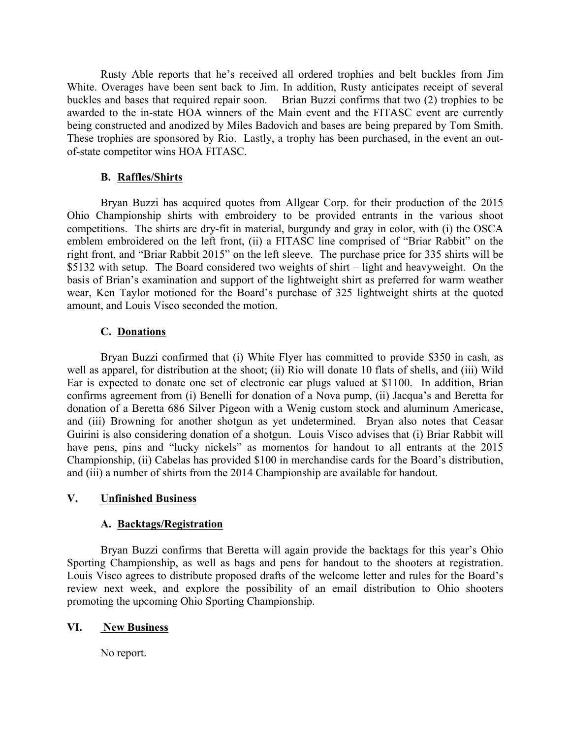Rusty Able reports that he's received all ordered trophies and belt buckles from Jim White. Overages have been sent back to Jim. In addition, Rusty anticipates receipt of several buckles and bases that required repair soon. Brian Buzzi confirms that two (2) trophies to be awarded to the in-state HOA winners of the Main event and the FITASC event are currently being constructed and anodized by Miles Badovich and bases are being prepared by Tom Smith. These trophies are sponsored by Rio. Lastly, a trophy has been purchased, in the event an out-of-state competitor wins HOA FITASC.

### B. Raffles/Shirts

Bryan Buzzi has acquired quotes from Allgear Corp. for their production of the 2015 Ohio Championship shirts with embroidery to be provided entrants in the various shoot competitions. The shirts are dry-fit in material, burgundy and gray in color, with (i) the OSCA emblem embroidered on the left front, (ii) a FITASC line comprised of "Briar Rabbit" on the right front, and "Briar Rabbit 2015" on the left sleeve. The purchase price for 335 shirts will be $5132 with setup. The Board considered two weights of shirt – light and heavyweight. On the basis of Brian's examination and support of the lightweight shirt as preferred for warm weather wear, Ken Taylor motioned for the Board's purchase of 325 lightweight shirts at the quoted amount, and Louis Visco seconded the motion.

### C. Donations

Bryan Buzzi confirmed that (i) White Flyer has committed to provide $350 in cash, as well as apparel, for distribution at the shoot; (ii) Rio will donate 10 flats of shells, and (iii) Wild Ear is expected to donate one set of electronic ear plugs valued at $1100. In addition, Brian confirms agreement from (i) Benelli for donation of a Nova pump, (ii) Jacqua's and Beretta for donation of a Beretta 686 Silver Pigeon with a Wenig custom stock and aluminum Americase, and (iii) Browning for another shotgun as yet undetermined. Bryan also notes that Ceasar Guirini is also considering donation of a shotgun. Louis Visco advises that (i) Briar Rabbit will have pens, pins and "lucky nickels" as momentos for handout to all entrants at the 2015 Championship, (ii) Cabelas has provided $100 in merchandise cards for the Board's distribution, and (iii) a number of shirts from the 2014 Championship are available for handout.

## V. Unfinished Business

### A. Backtags/Registration

Bryan Buzzi confirms that Beretta will again provide the backtags for this year's Ohio Sporting Championship, as well as bags and pens for handout to the shooters at registration. Louis Visco agrees to distribute proposed drafts of the welcome letter and rules for the Board's review next week, and explore the possibility of an email distribution to Ohio shooters promoting the upcoming Ohio Sporting Championship.

## VI. New Business

No report.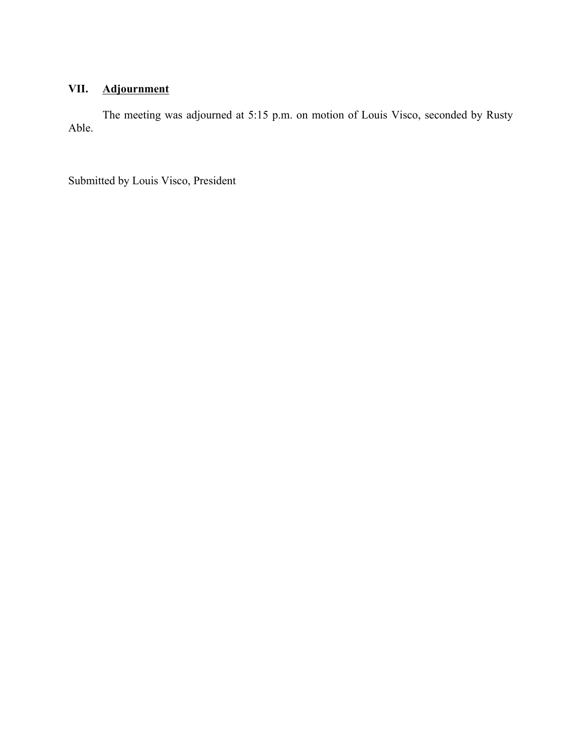## VII. <u>Adjournment</u>

The meeting was adjourned at 5:15 p.m. on motion of Louis Visco, seconded by Rusty Able.

Submitted by Louis Visco, President